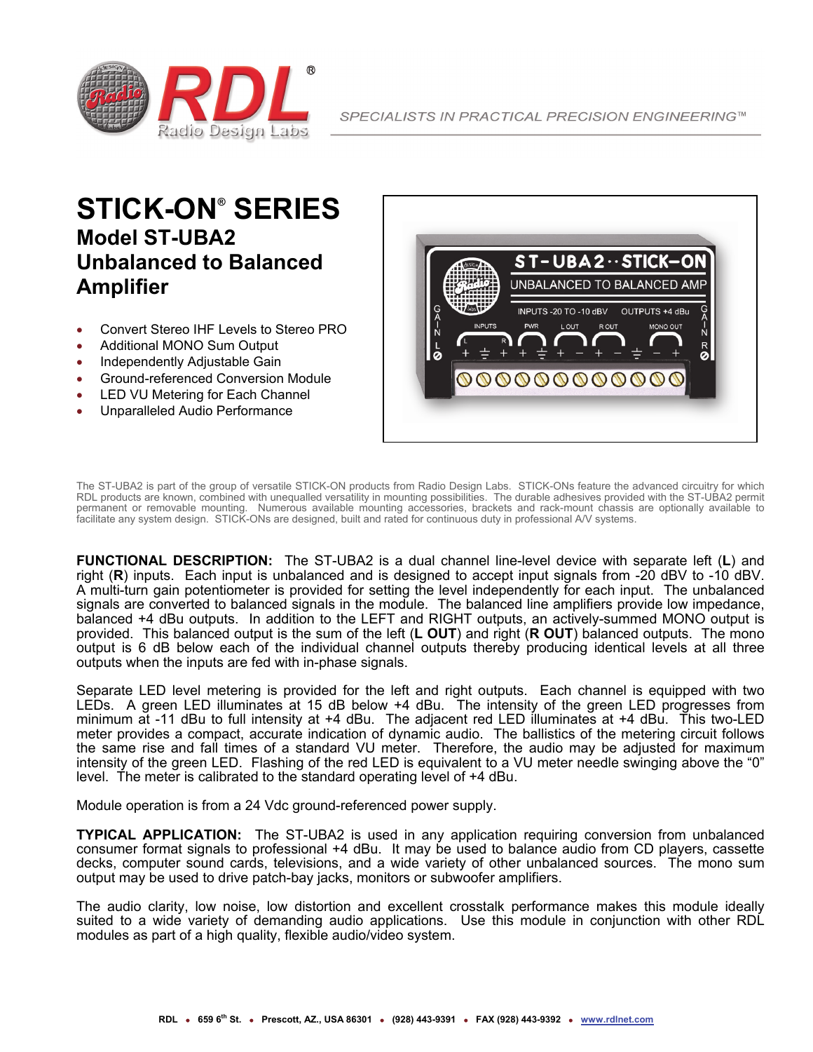# STICK-ON® SERIES

## Model ST-UBA2
## Unbalanced to Balanced Amplifier

- Convert Stereo IHF Levels to Stereo PRO
- Additional MONO Sum Output
- Independently Adjustable Gain
- Ground-referenced Conversion Module
- LED VU Metering for Each Channel
- Unparalleled Audio Performance

The ST-UBA2 is part of the group of versatile STICK-ON products from Radio Design Labs. STICK-ONs feature the advanced circuitry for which RDL products are known, combined with unequalled versatility in mounting possibilities. The durable adhesives provided with the ST-UBA2 permit permanent or removable mounting. Numerous available mounting accessories, brackets and rack-mount chassis are optionally available to facilitate any system design. STICK-ONs are designed, built and rated for continuous duty in professional A/V systems.

**FUNCTIONAL DESCRIPTION:** The ST-UBA2 is a dual channel line-level device with separate left (**L**) and right (**R**) inputs. Each input is unbalanced and is designed to accept input signals from -20 dBV to -10 dBV. A multi-turn gain potentiometer is provided for setting the level independently for each input. The unbalanced signals are converted to balanced signals in the module. The balanced line amplifiers provide low impedance, balanced +4 dBu outputs. In addition to the LEFT and RIGHT outputs, an actively-summed MONO output is provided. This balanced output is the sum of the left (**L OUT**) and right (**R OUT**) balanced outputs. The mono output is 6 dB below each of the individual channel outputs thereby producing identical levels at all three outputs when the inputs are fed with in-phase signals.

Separate LED level metering is provided for the left and right outputs. Each channel is equipped with two LEDs. A green LED illuminates at 15 dB below +4 dBu. The intensity of the green LED progresses from minimum at -11 dBu to full intensity at +4 dBu. The adjacent red LED illuminates at +4 dBu. This two-LED meter provides a compact, accurate indication of dynamic audio. The ballistics of the metering circuit follows the same rise and fall times of a standard VU meter. Therefore, the audio may be adjusted for maximum intensity of the green LED. Flashing of the red LED is equivalent to a VU meter needle swinging above the "0" level. The meter is calibrated to the standard operating level of +4 dBu.

Module operation is from a 24 Vdc ground-referenced power supply.

**TYPICAL APPLICATION:** The ST-UBA2 is used in any application requiring conversion from unbalanced consumer format signals to professional +4 dBu. It may be used to balance audio from CD players, cassette decks, computer sound cards, televisions, and a wide variety of other unbalanced sources. The mono sum output may be used to drive patch-bay jacks, monitors or subwoofer amplifiers.

The audio clarity, low noise, low distortion and excellent crosstalk performance makes this module ideally suited to a wide variety of demanding audio applications. Use this module in conjunction with other RDL modules as part of a high quality, flexible audio/video system.

RDL • 659 6th St. • Prescott, AZ., USA 86301 • (928) 443-9391 • FAX (928) 443-9392 • www.rdlnet.com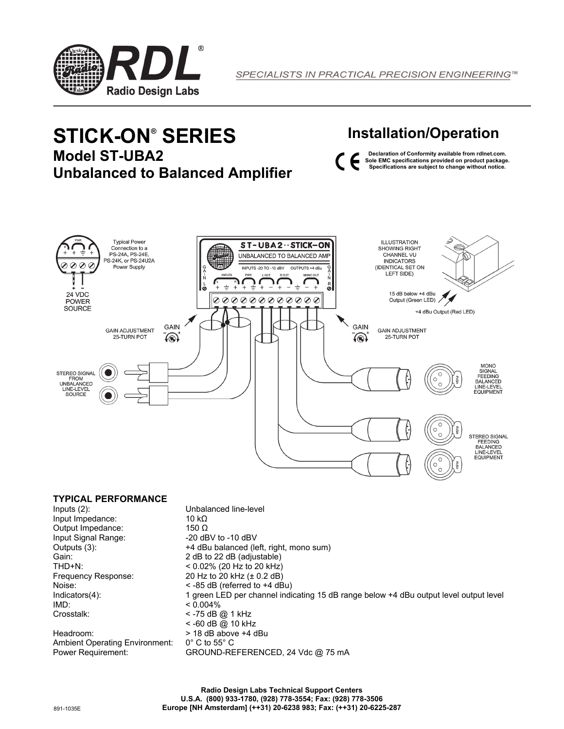RDL® Radio Design Labs

SPECIALISTS IN PRACTICAL PRECISION ENGINEERING™

# STICK-ON® SERIES

## Model ST-UBA2
## Unbalanced to Balanced Amplifier

## Installation/Operation

Declaration of Conformity available from rdlnet.com.
Sole EMC specifications provided on product package.
Specifications are subject to change without notice.

Typical Power Connection to a PS-24A, PS-24E, PS-24K, or PS-24U2A Power Supply

24 VDC POWER SOURCE

ST-UBA2 · · STICK-ON
UNBALANCED TO BALANCED AMP
INPUTS -20 TO -10 dBV    OUTPUTS +4 dBu

ILLUSTRATION SHOWING RIGHT CHANNEL VU INDICATORS (IDENTICAL SET ON LEFT SIDE)

15 dB below +4 dBu Output (Green LED)

+4 dBu Output (Red LED)

GAIN ADJUSTMENT 25-TURN POT

GAIN ADJUSTMENT 25-TURN POT

STEREO SIGNAL FROM UNBALANCED LINE-LEVEL SOURCE

MONO SIGNAL FEEDING BALANCED LINE-LEVEL EQUIPMENT

STEREO SIGNAL FEEDING BALANCED LINE-LEVEL EQUIPMENT

### TYPICAL PERFORMANCE

| | |
|---|---|
| Inputs (2): | Unbalanced line-level |
| Input Impedance: | 10 kΩ |
| Output Impedance: | 150 Ω |
| Input Signal Range: | -20 dBV to -10 dBV |
| Outputs (3): | +4 dBu balanced (left, right, mono sum) |
| Gain: | 2 dB to 22 dB (adjustable) |
| THD+N: | < 0.02% (20 Hz to 20 kHz) |
| Frequency Response: | 20 Hz to 20 kHz (± 0.2 dB) |
| Noise: | < -85 dB (referred to +4 dBu) |
| Indicators(4): | 1 green LED per channel indicating 15 dB range below +4 dBu output level output level |
| IMD: | < 0.004% |
| Crosstalk: | < -75 dB @ 1 kHz<br>< -60 dB @ 10 kHz |
| Headroom: | > 18 dB above +4 dBu |
| Ambient Operating Environment: | 0° C to 55° C |
| Power Requirement: | GROUND-REFERENCED, 24 Vdc @ 75 mA |

**Radio Design Labs Technical Support Centers**
**U.S.A. (800) 933-1780, (928) 778-3554; Fax: (928) 778-3506**
**Europe [NH Amsterdam] (++31) 20-6238 983; Fax: (++31) 20-6225-287**

891-1035E